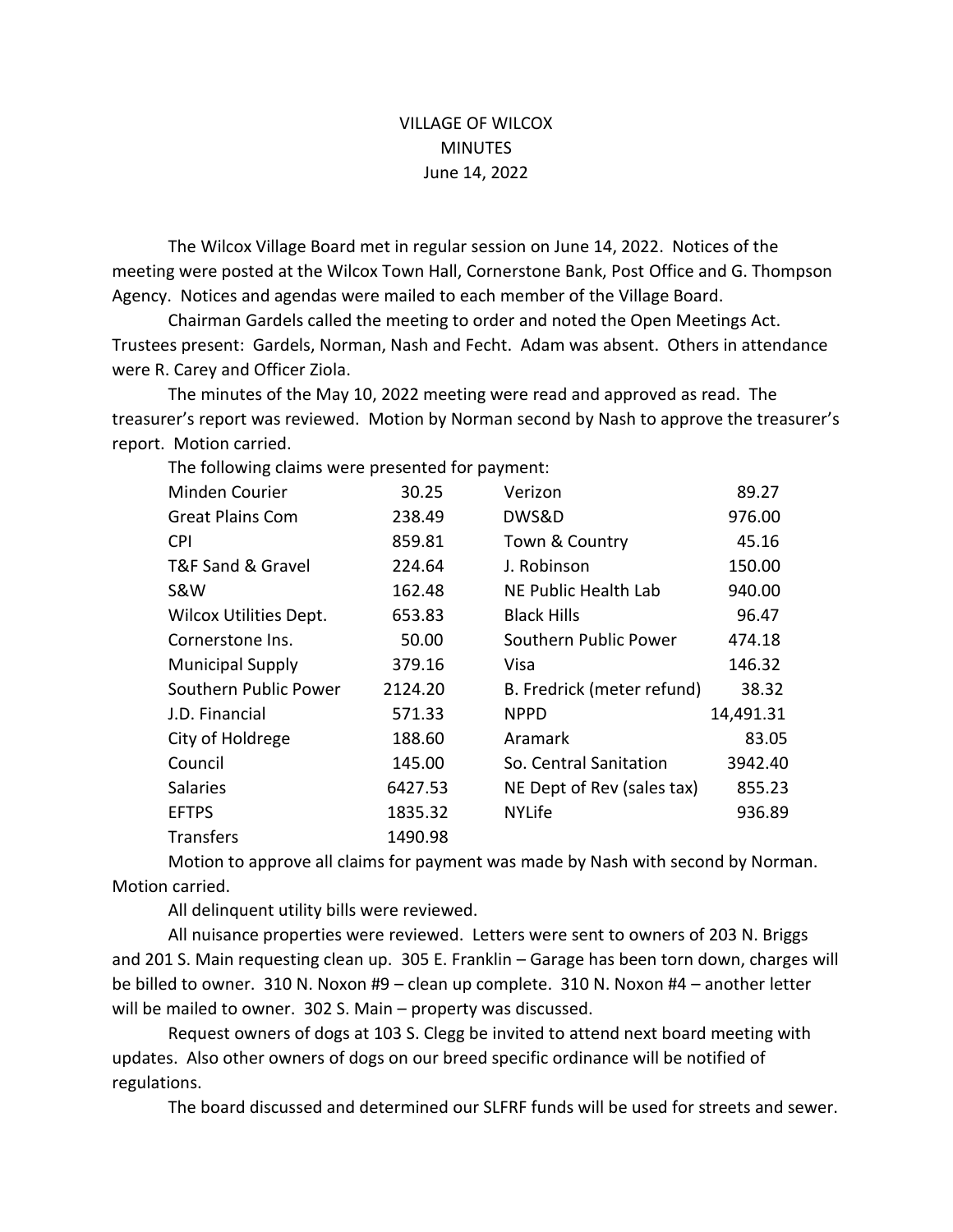# VILLAGE OF WILCOX
## MINUTES
### June 14, 2022

The Wilcox Village Board met in regular session on June 14, 2022. Notices of the meeting were posted at the Wilcox Town Hall, Cornerstone Bank, Post Office and G. Thompson Agency. Notices and agendas were mailed to each member of the Village Board.

Chairman Gardels called the meeting to order and noted the Open Meetings Act. Trustees present: Gardels, Norman, Nash and Fecht. Adam was absent. Others in attendance were R. Carey and Officer Ziola.

The minutes of the May 10, 2022 meeting were read and approved as read. The treasurer's report was reviewed. Motion by Norman second by Nash to approve the treasurer's report. Motion carried.

The following claims were presented for payment:

| | | | |
|---|---|---|---|
| Minden Courier | 30.25 | Verizon | 89.27 |
| Great Plains Com | 238.49 | DWS&D | 976.00 |
| CPI | 859.81 | Town & Country | 45.16 |
| T&F Sand & Gravel | 224.64 | J. Robinson | 150.00 |
| S&W | 162.48 | NE Public Health Lab | 940.00 |
| Wilcox Utilities Dept. | 653.83 | Black Hills | 96.47 |
| Cornerstone Ins. | 50.00 | Southern Public Power | 474.18 |
| Municipal Supply | 379.16 | Visa | 146.32 |
| Southern Public Power | 2124.20 | B. Fredrick (meter refund) | 38.32 |
| J.D. Financial | 571.33 | NPPD | 14,491.31 |
| City of Holdrege | 188.60 | Aramark | 83.05 |
| Council | 145.00 | So. Central Sanitation | 3942.40 |
| Salaries | 6427.53 | NE Dept of Rev (sales tax) | 855.23 |
| EFTPS | 1835.32 | NYLife | 936.89 |
| Transfers | 1490.98 | | |

Motion to approve all claims for payment was made by Nash with second by Norman. Motion carried.

All delinquent utility bills were reviewed.

All nuisance properties were reviewed. Letters were sent to owners of 203 N. Briggs and 201 S. Main requesting clean up. 305 E. Franklin – Garage has been torn down, charges will be billed to owner. 310 N. Noxon #9 – clean up complete. 310 N. Noxon #4 – another letter will be mailed to owner. 302 S. Main – property was discussed.

Request owners of dogs at 103 S. Clegg be invited to attend next board meeting with updates. Also other owners of dogs on our breed specific ordinance will be notified of regulations.

The board discussed and determined our SLFRF funds will be used for streets and sewer.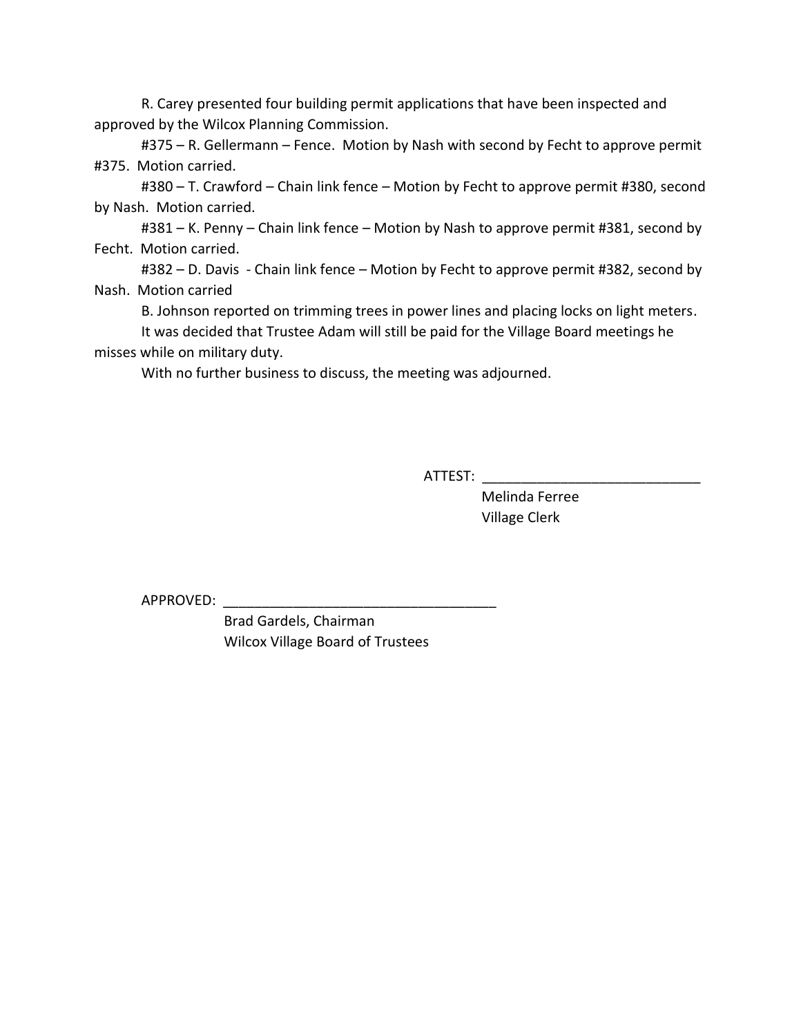R. Carey presented four building permit applications that have been inspected and approved by the Wilcox Planning Commission.

#375 – R. Gellermann – Fence. Motion by Nash with second by Fecht to approve permit #375. Motion carried.

#380 – T. Crawford – Chain link fence – Motion by Fecht to approve permit #380, second by Nash. Motion carried.

#381 – K. Penny – Chain link fence – Motion by Nash to approve permit #381, second by Fecht. Motion carried.

#382 – D. Davis - Chain link fence – Motion by Fecht to approve permit #382, second by Nash. Motion carried

B. Johnson reported on trimming trees in power lines and placing locks on light meters.

It was decided that Trustee Adam will still be paid for the Village Board meetings he misses while on military duty.

With no further business to discuss, the meeting was adjourned.

ATTEST: ____________________________

Melinda Ferree
Village Clerk

APPROVED: __________________________________

Brad Gardels, Chairman
Wilcox Village Board of Trustees